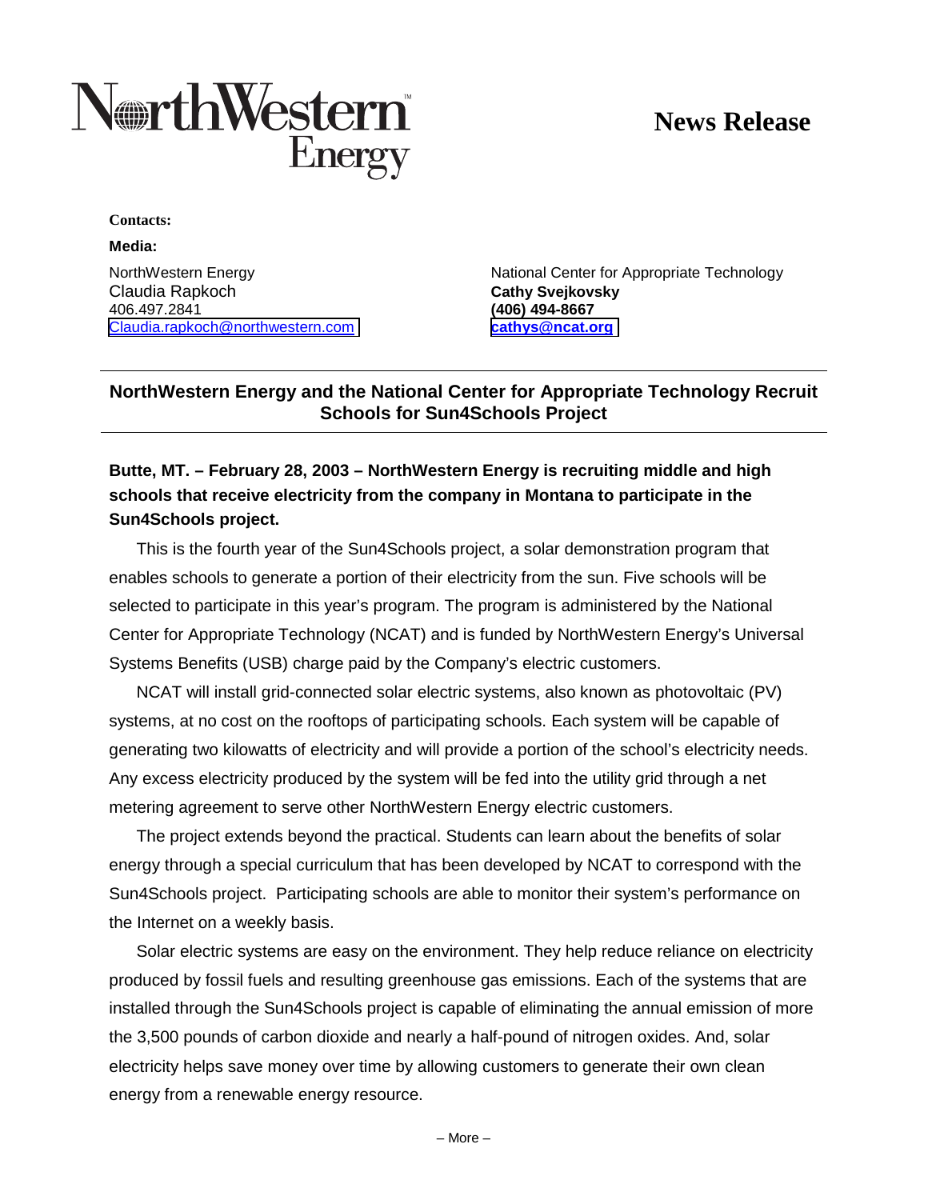NorthWestern Energy

# News Release

**Contacts:**

**Media:**

NorthWestern Energy
Claudia Rapkoch
406.497.2841
Claudia.rapkoch@northwestern.com

National Center for Appropriate Technology
**Cathy Svejkovsky**
**(406) 494-8667**
**cathys@ncat.org**

## NorthWestern Energy and the National Center for Appropriate Technology Recruit Schools for Sun4Schools Project

**Butte, MT. – February 28, 2003 – NorthWestern Energy is recruiting middle and high schools that receive electricity from the company in Montana to participate in the Sun4Schools project.**

This is the fourth year of the Sun4Schools project, a solar demonstration program that enables schools to generate a portion of their electricity from the sun. Five schools will be selected to participate in this year's program. The program is administered by the National Center for Appropriate Technology (NCAT) and is funded by NorthWestern Energy's Universal Systems Benefits (USB) charge paid by the Company's electric customers.

NCAT will install grid-connected solar electric systems, also known as photovoltaic (PV) systems, at no cost on the rooftops of participating schools. Each system will be capable of generating two kilowatts of electricity and will provide a portion of the school's electricity needs. Any excess electricity produced by the system will be fed into the utility grid through a net metering agreement to serve other NorthWestern Energy electric customers.

The project extends beyond the practical. Students can learn about the benefits of solar energy through a special curriculum that has been developed by NCAT to correspond with the Sun4Schools project. Participating schools are able to monitor their system's performance on the Internet on a weekly basis.

Solar electric systems are easy on the environment. They help reduce reliance on electricity produced by fossil fuels and resulting greenhouse gas emissions. Each of the systems that are installed through the Sun4Schools project is capable of eliminating the annual emission of more the 3,500 pounds of carbon dioxide and nearly a half-pound of nitrogen oxides. And, solar electricity helps save money over time by allowing customers to generate their own clean energy from a renewable energy resource.

– More –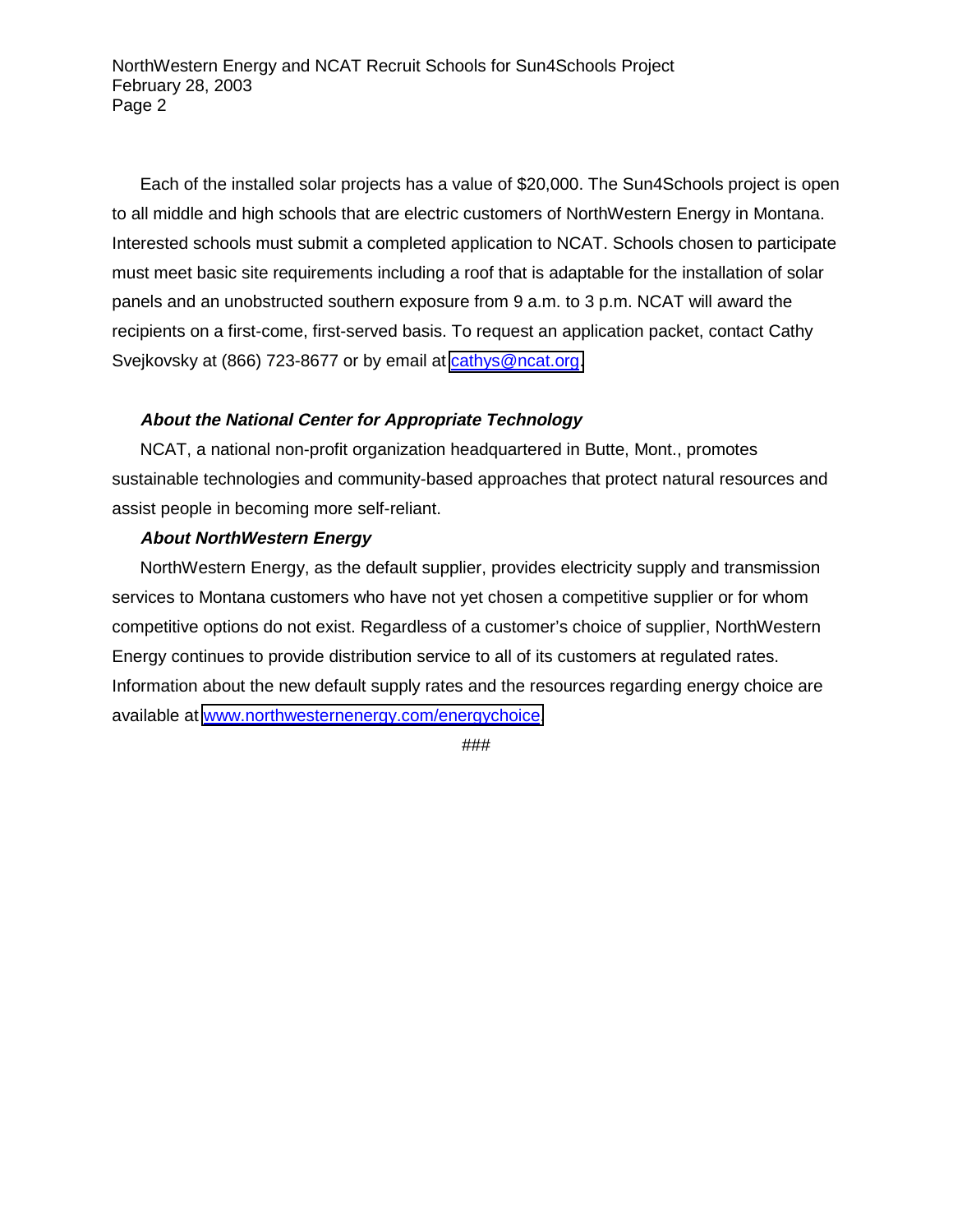Each of the installed solar projects has a value of $20,000. The Sun4Schools project is open to all middle and high schools that are electric customers of NorthWestern Energy in Montana. Interested schools must submit a completed application to NCAT. Schools chosen to participate must meet basic site requirements including a roof that is adaptable for the installation of solar panels and an unobstructed southern exposure from 9 a.m. to 3 p.m. NCAT will award the recipients on a first-come, first-served basis. To request an application packet, contact Cathy Svejkovsky at (866) 723-8677 or by email at cathys@ncat.org.

***About the National Center for Appropriate Technology***

NCAT, a national non-profit organization headquartered in Butte, Mont., promotes sustainable technologies and community-based approaches that protect natural resources and assist people in becoming more self-reliant.

***About NorthWestern Energy***

NorthWestern Energy, as the default supplier, provides electricity supply and transmission services to Montana customers who have not yet chosen a competitive supplier or for whom competitive options do not exist. Regardless of a customer's choice of supplier, NorthWestern Energy continues to provide distribution service to all of its customers at regulated rates. Information about the new default supply rates and the resources regarding energy choice are available at www.northwesternenergy.com/energychoice.

###